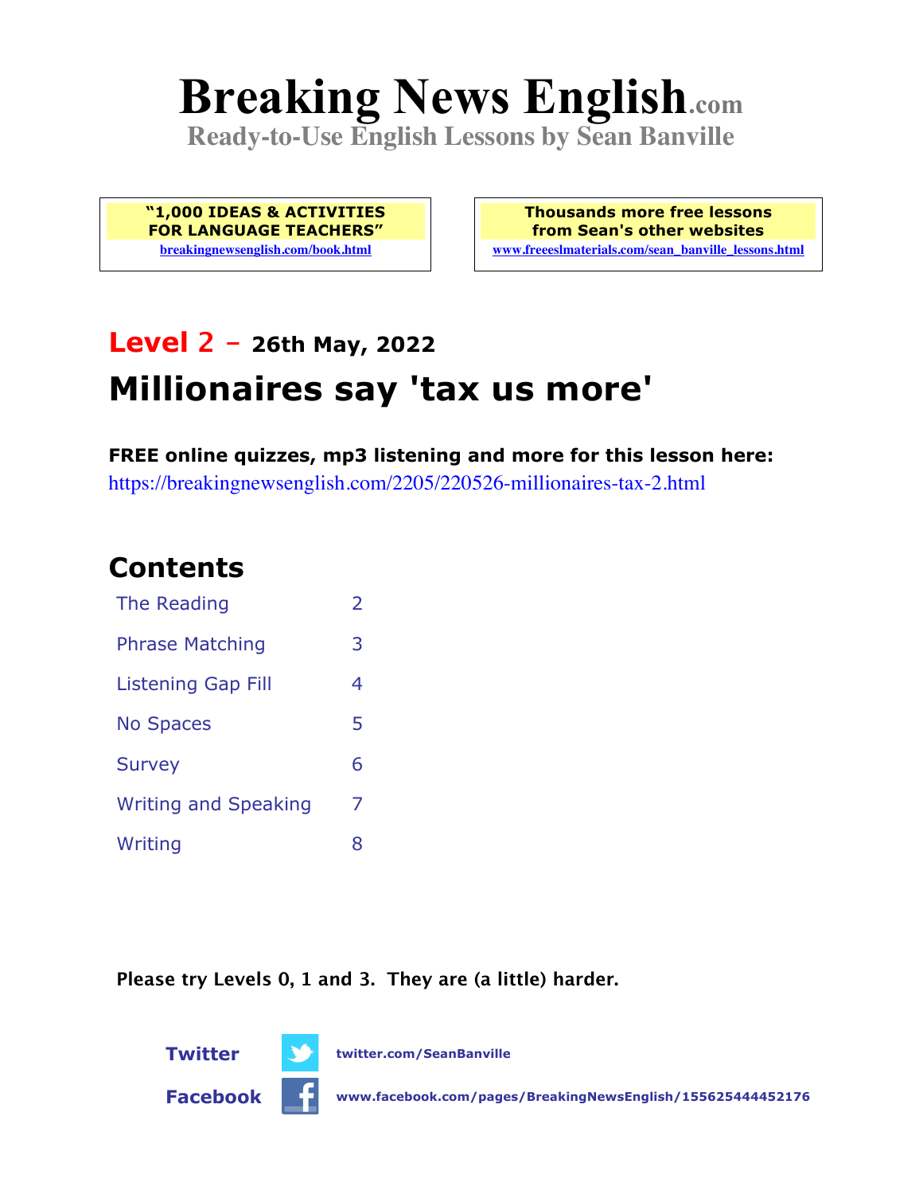# Breaking News English.com

**Ready-to-Use English Lessons by Sean Banville**

**"1,000 IDEAS & ACTIVITIES FOR LANGUAGE TEACHERS"**
breakingnewsenglish.com/book.html

**Thousands more free lessons from Sean's other websites**
www.freeeslmaterials.com/sean_banville_lessons.html

## Level 2 – 26th May, 2022

# Millionaires say 'tax us more'

**FREE online quizzes, mp3 listening and more for this lesson here:**
https://breakingnewsenglish.com/2205/220526-millionaires-tax-2.html

## Contents

| | |
|---|---|
| The Reading | 2 |
| Phrase Matching | 3 |
| Listening Gap Fill | 4 |
| No Spaces | 5 |
| Survey | 6 |
| Writing and Speaking | 7 |
| Writing | 8 |

**Please try Levels 0, 1 and 3. They are (a little) harder.**

**Twitter** twitter.com/SeanBanville

**Facebook** www.facebook.com/pages/BreakingNewsEnglish/155625444452176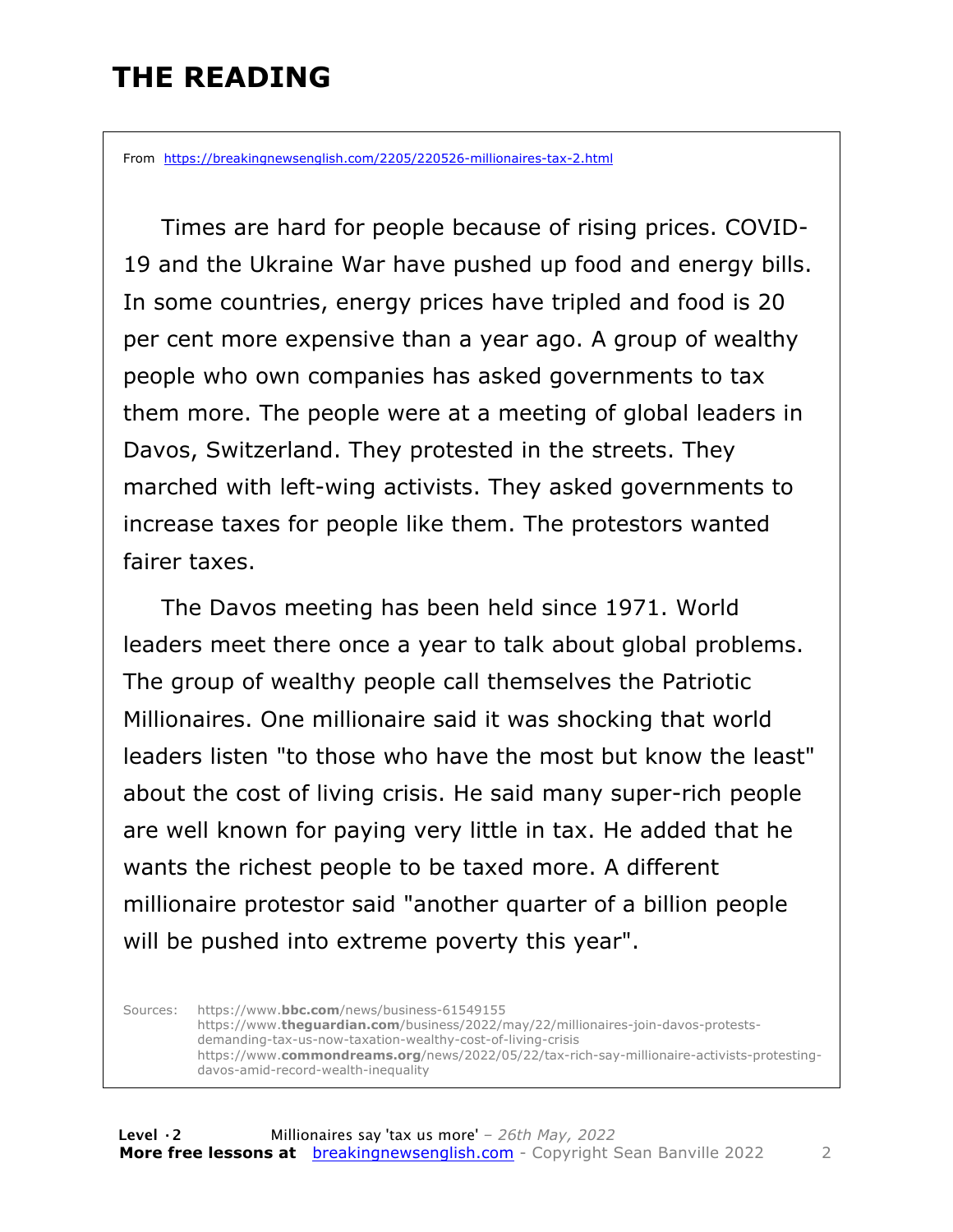# THE READING

From https://breakingnewsenglish.com/2205/220526-millionaires-tax-2.html

Times are hard for people because of rising prices. COVID-19 and the Ukraine War have pushed up food and energy bills. In some countries, energy prices have tripled and food is 20 per cent more expensive than a year ago. A group of wealthy people who own companies has asked governments to tax them more. The people were at a meeting of global leaders in Davos, Switzerland. They protested in the streets. They marched with left-wing activists. They asked governments to increase taxes for people like them. The protestors wanted fairer taxes.

The Davos meeting has been held since 1971. World leaders meet there once a year to talk about global problems. The group of wealthy people call themselves the Patriotic Millionaires. One millionaire said it was shocking that world leaders listen "to those who have the most but know the least" about the cost of living crisis. He said many super-rich people are well known for paying very little in tax. He added that he wants the richest people to be taxed more. A different millionaire protestor said "another quarter of a billion people will be pushed into extreme poverty this year".

Sources: https://www.**bbc.com**/news/business-61549155
https://www.**theguardian.com**/business/2022/may/22/millionaires-join-davos-protests-demanding-tax-us-now-taxation-wealthy-cost-of-living-crisis
https://www.**commondreams.org**/news/2022/05/22/tax-rich-say-millionaire-activists-protesting-davos-amid-record-wealth-inequality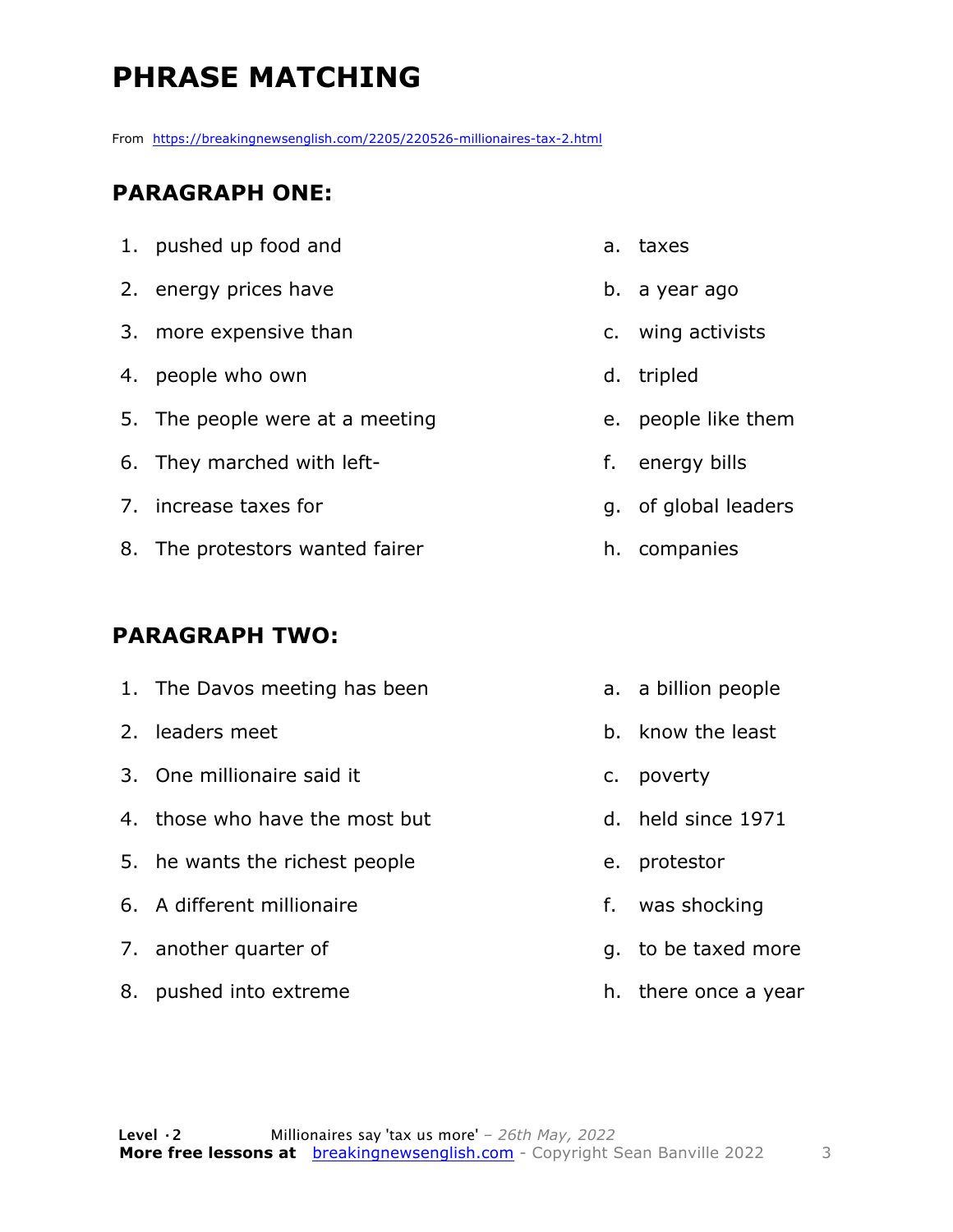# PHRASE MATCHING

From https://breakingnewsenglish.com/2205/220526-millionaires-tax-2.html

## PARAGRAPH ONE:

1. pushed up food and
2. energy prices have
3. more expensive than
4. people who own
5. The people were at a meeting
6. They marched with left-
7. increase taxes for
8. The protestors wanted fairer

a. taxes
b. a year ago
c. wing activists
d. tripled
e. people like them
f. energy bills
g. of global leaders
h. companies

## PARAGRAPH TWO:

1. The Davos meeting has been
2. leaders meet
3. One millionaire said it
4. those who have the most but
5. he wants the richest people
6. A different millionaire
7. another quarter of
8. pushed into extreme

a. a billion people
b. know the least
c. poverty
d. held since 1971
e. protestor
f. was shocking
g. to be taxed more
h. there once a year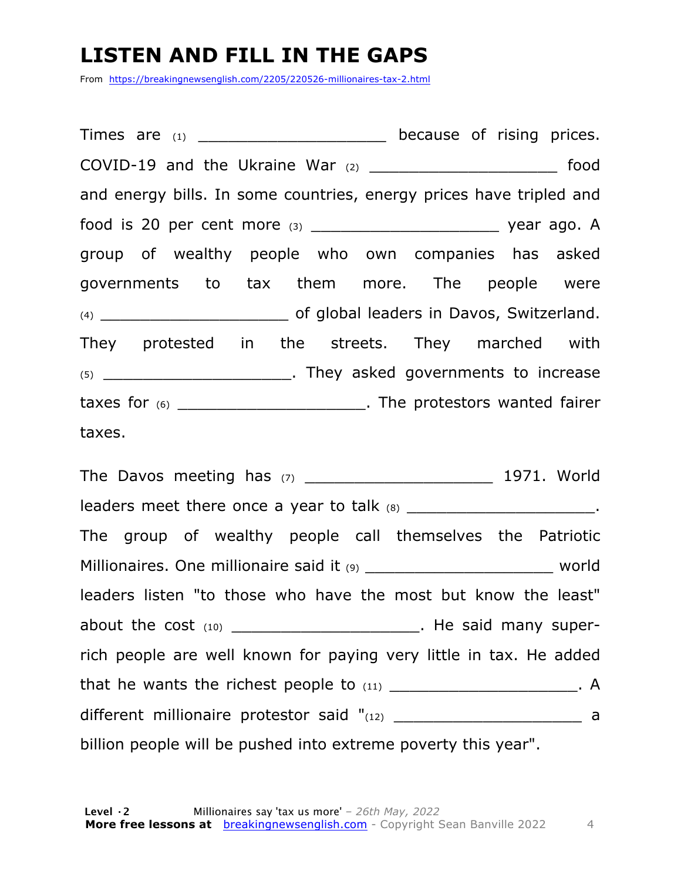# LISTEN AND FILL IN THE GAPS

From https://breakingnewsenglish.com/2205/220526-millionaires-tax-2.html

Times are (1) ____________________ because of rising prices. COVID-19 and the Ukraine War (2) ____________________ food and energy bills. In some countries, energy prices have tripled and food is 20 per cent more (3) ____________________ year ago. A group of wealthy people who own companies has asked governments to tax them more. The people were (4) ____________________ of global leaders in Davos, Switzerland. They protested in the streets. They marched with (5) ____________________. They asked governments to increase taxes for (6) ____________________. The protestors wanted fairer taxes.

The Davos meeting has (7) ____________________ 1971. World leaders meet there once a year to talk (8) ____________________. The group of wealthy people call themselves the Patriotic Millionaires. One millionaire said it (9) ____________________ world leaders listen "to those who have the most but know the least" about the cost (10) ____________________. He said many super-rich people are well known for paying very little in tax. He added that he wants the richest people to (11) ____________________. A different millionaire protestor said "(12) ____________________ a billion people will be pushed into extreme poverty this year".

**Level ·2** Millionaires say 'tax us more' – *26th May, 2022*
**More free lessons at** breakingnewsenglish.com - Copyright Sean Banville 2022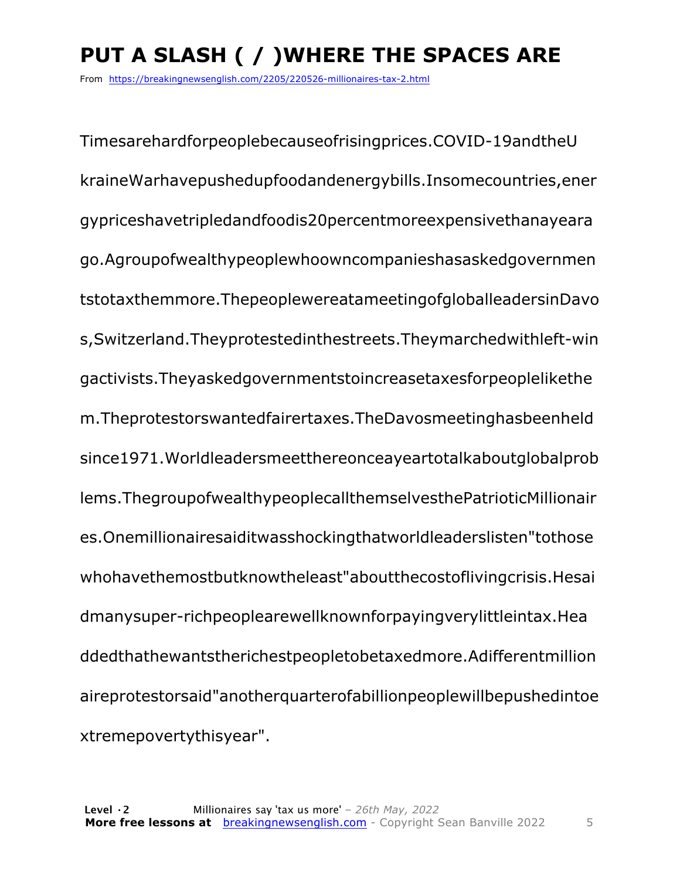# PUT A SLASH ( / )WHERE THE SPACES ARE

From https://breakingnewsenglish.com/2205/220526-millionaires-tax-2.html

Timesarehardforpeoplebecauseofrisingprices.COVID-19andtheU
kraineWarhavepushedupfoodandenergybills.Insomecountries,ener
gypriceshavetripledandfoodis20percentmoreexpensivethanayeara
go.Agroupofwealthypeoplewhoowncompanieshasaskedgovernmen
tstotaxthemmore.ThepeoplewereatameetingofgloballeadersinDavo
s,Switzerland.Theyprotestedinthestreets.Theymarchedwithleft-win
gactivists.Theyaskedgovernmentstoincreasetaxesforpeoplelikethe
m.Theprotestorswantedfairertaxes.TheDavosmeetinghasbeenheld
since1971.Worldleadersmeetthereonceayeartotalkaboutglobalprob
lems.ThegroupofwealthypeoplecallthemselvesthePatrioticMillionair
es.Onemillionairesaiditwasshockingthatworldleaderslisten"tothose
whohavethemostbutknowtheleast"aboutthecostoflivingcrisis.Hesai
dmanysuper-richpeoplearewellknownforpayingverylittleintax.Hea
ddedthathewantstherichestpeopletobetaxedmore.Adifferentmillion
aireprotestorsaid"anotherquarterofabillionpeoplewillbepushedintoe
xtremepovertythisyear".

**Level ·2** Millionaires say 'tax us more' – *26th May, 2022*
**More free lessons at** breakingnewsenglish.com - Copyright Sean Banville 2022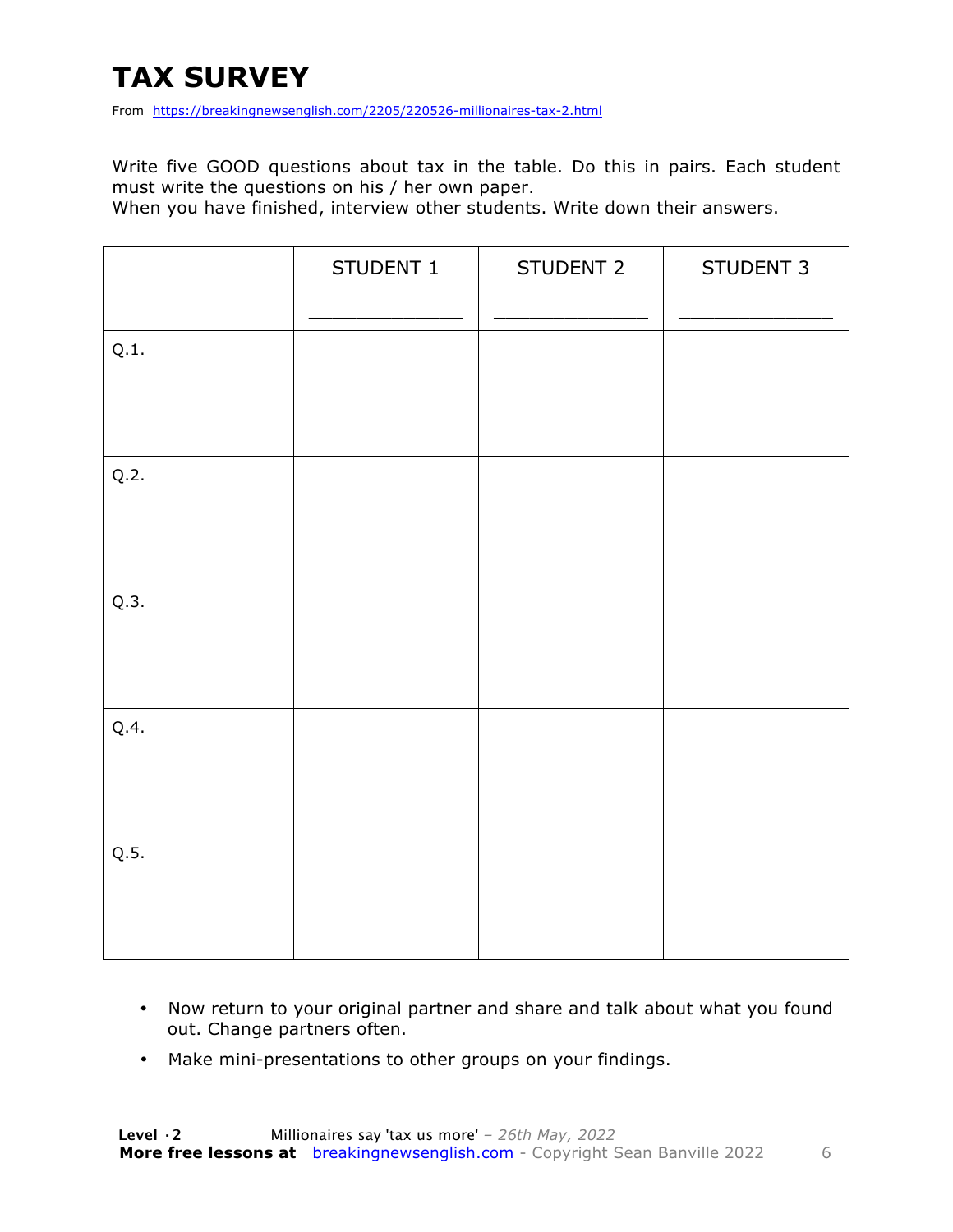# TAX SURVEY

From https://breakingnewsenglish.com/2205/220526-millionaires-tax-2.html

Write five GOOD questions about tax in the table. Do this in pairs. Each student must write the questions on his / her own paper.
When you have finished, interview other students. Write down their answers.

| | STUDENT 1<br>_____________ | STUDENT 2<br>_____________ | STUDENT 3<br>_____________ |
|---|---|---|---|
| Q.1. | | | |
| Q.2. | | | |
| Q.3. | | | |
| Q.4. | | | |
| Q.5. | | | |

- Now return to your original partner and share and talk about what you found out. Change partners often.
- Make mini-presentations to other groups on your findings.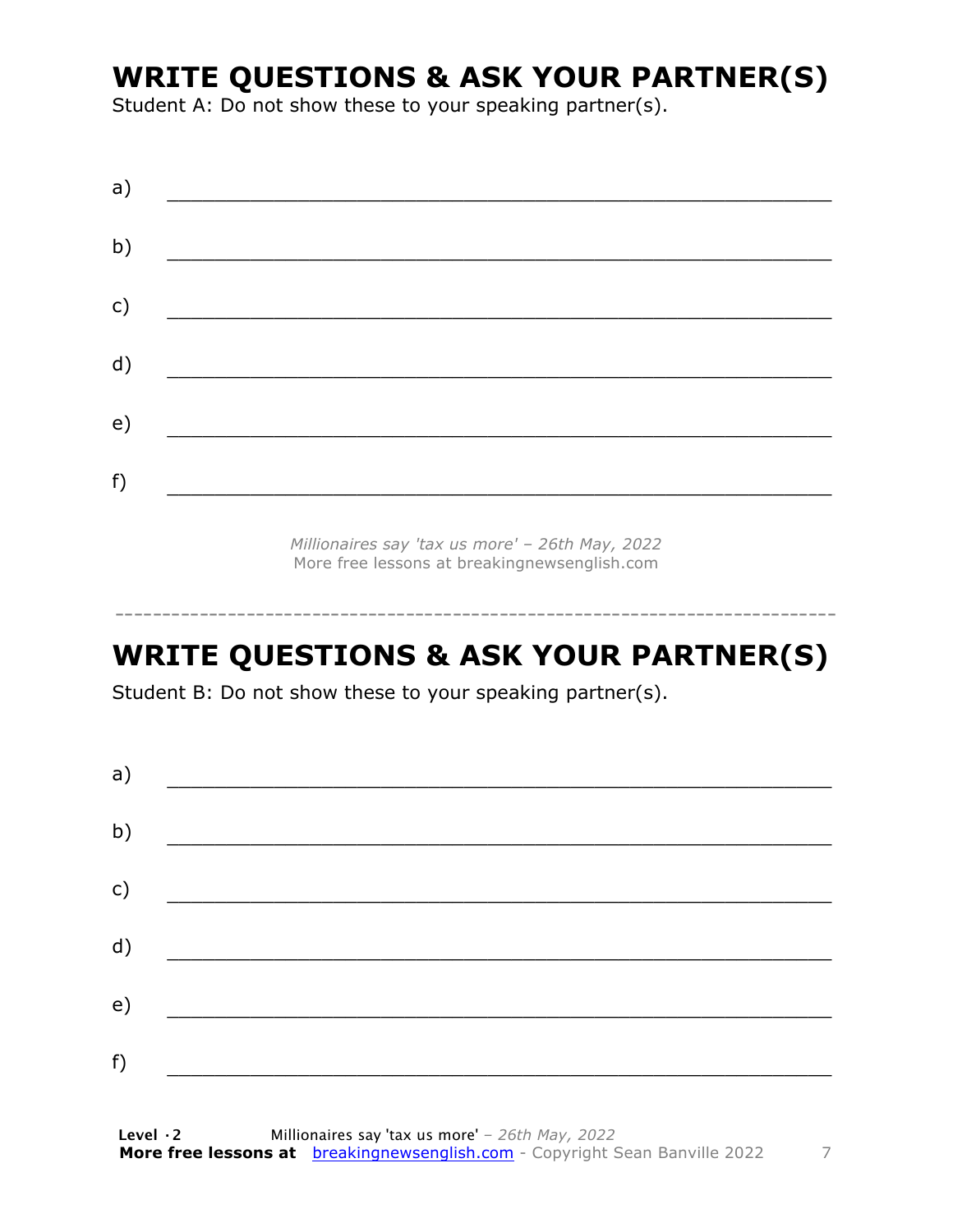## WRITE QUESTIONS & ASK YOUR PARTNER(S)

Student A: Do not show these to your speaking partner(s).

a) ___________________________________________________________

b) ___________________________________________________________

c) ___________________________________________________________

d) ___________________________________________________________

e) ___________________________________________________________

f) ___________________________________________________________

*Millionaires say 'tax us more' – 26th May, 2022*
More free lessons at breakingnewsenglish.com

---

## WRITE QUESTIONS & ASK YOUR PARTNER(S)

Student B: Do not show these to your speaking partner(s).

a) ___________________________________________________________

b) ___________________________________________________________

c) ___________________________________________________________

d) ___________________________________________________________

e) ___________________________________________________________

f) ___________________________________________________________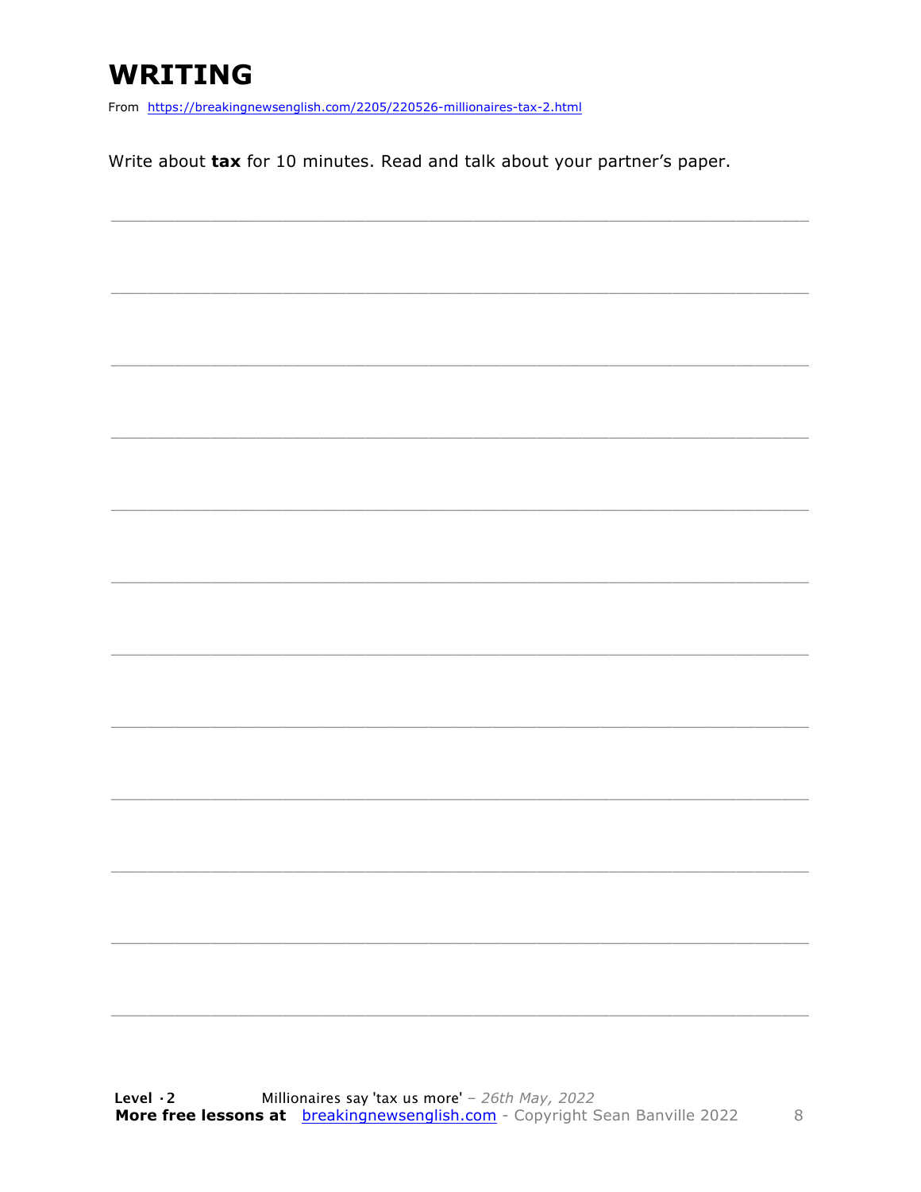# WRITING

From https://breakingnewsenglish.com/2205/220526-millionaires-tax-2.html

Write about **tax** for 10 minutes. Read and talk about your partner's paper.